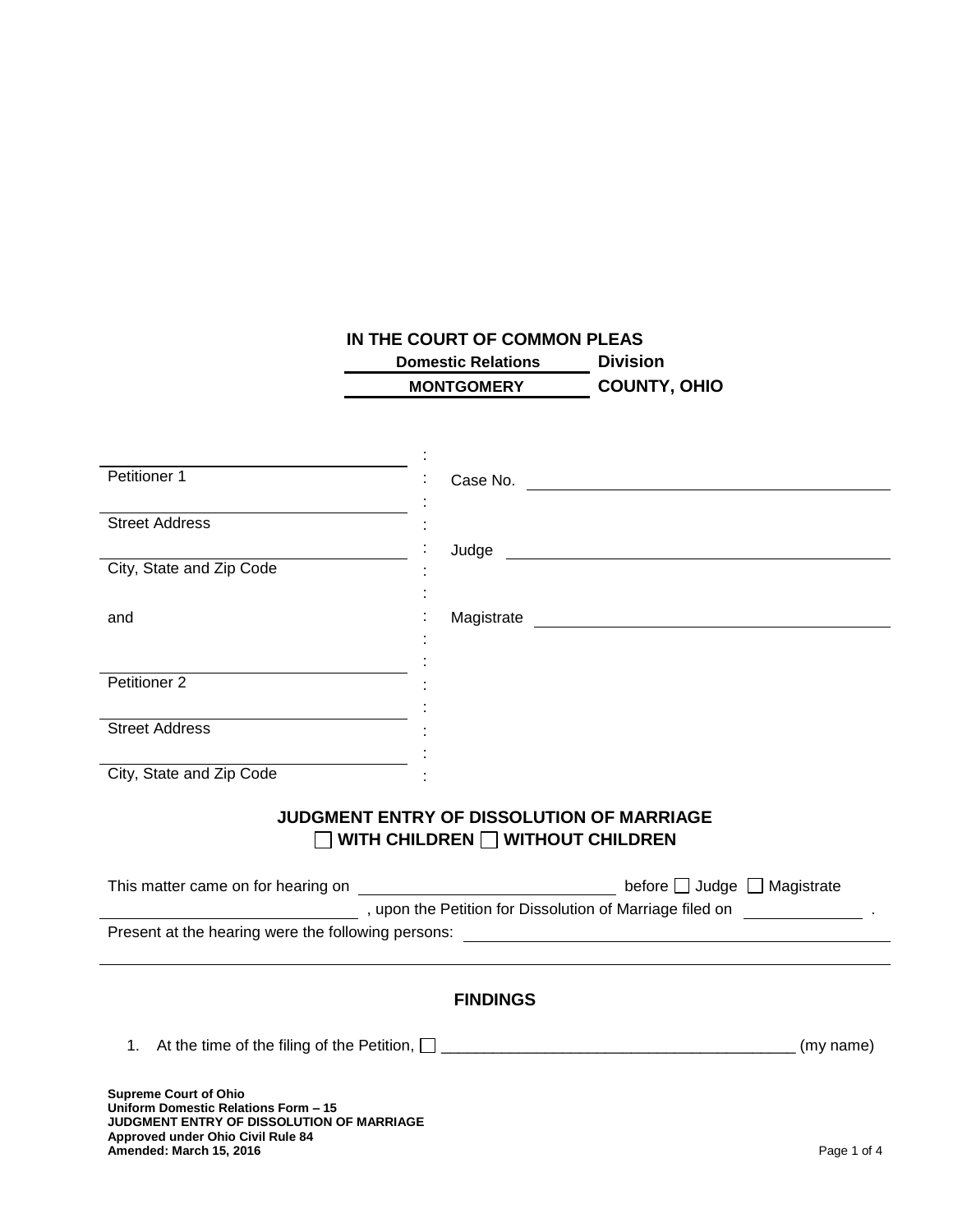**IN THE COURT OF COMMON PLEAS**

**Domestic Relations Division**

**MONTGOMERY COUNTY, OHIO**

| | | |
|---|---|---|
| ______________________ Petitioner 1 | : | Case No. ______________________ |
| ______________________ Street Address | : | |
| ______________________ City, State and Zip Code | : | Judge ______________________ |
| and | : | Magistrate ______________________ |
| ______________________ Petitioner 2 | : | |
| ______________________ Street Address | : | |
| ______________________ City, State and Zip Code | : | |

## JUDGMENT ENTRY OF DISSOLUTION OF MARRIAGE
## ☐ WITH CHILDREN ☐ WITHOUT CHILDREN

This matter came on for hearing on ______________________ before ☐ Judge ☐ Magistrate ______________________, upon the Petition for Dissolution of Marriage filed on ____________.

Present at the hearing were the following persons: ______________________

______________________

## FINDINGS

1. At the time of the filing of the Petition, ☐ ________________________________________ (my name)

**Supreme Court of Ohio**
**Uniform Domestic Relations Form – 15**
**JUDGMENT ENTRY OF DISSOLUTION OF MARRIAGE**
**Approved under Ohio Civil Rule 84**
**Amended: March 15, 2016**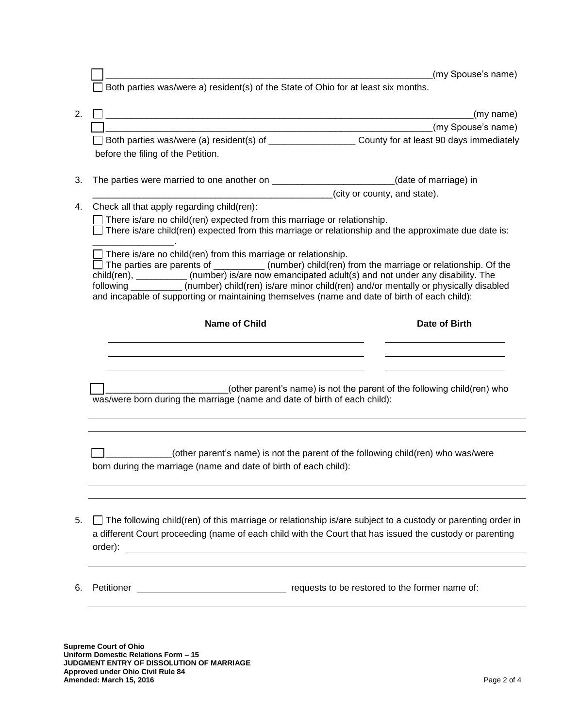☐ ________________________________________________________________(my Spouse's name)

☐ Both parties was/were a) resident(s) of the State of Ohio for at least six months.

2. ☐ ________________________________________________________________________(my name)

   ☐ ________________________________________________________________(my Spouse's name)

   ☐ Both parties was/were (a) resident(s) of _________________ County for at least 90 days immediately before the filing of the Petition.

3. The parties were married to one another on ________________________(date of marriage) in ________________________________________________(city or county, and state).

4. Check all that apply regarding child(ren):

   ☐ There is/are no child(ren) expected from this marriage or relationship.

   ☐ There is/are child(ren) expected from this marriage or relationship and the approximate due date is: ________________.

   ☐ There is/are no child(ren) from this marriage or relationship.

   ☐ The parties are parents of __________ (number) child(ren) from the marriage or relationship. Of the child(ren), __________ (number) is/are now emancipated adult(s) and not under any disability. The following __________ (number) child(ren) is/are minor child(ren) and/or mentally or physically disabled and incapable of supporting or maintaining themselves (name and date of birth of each child):

| Name of Child | Date of Birth |
|---|---|
| | |
| | |
| | |

   ☐ ________________________(other parent's name) is not the parent of the following child(ren) who was/were born during the marriage (name and date of birth of each child):

   ______________________________________________________________________________

   ______________________________________________________________________________

   ☐ _____________(other parent's name) is not the parent of the following child(ren) who was/were born during the marriage (name and date of birth of each child):

   ______________________________________________________________________________

   ______________________________________________________________________________

5. ☐ The following child(ren) of this marriage or relationship is/are subject to a custody or parenting order in a different Court proceeding (name of each child with the Court that has issued the custody or parenting order): ______________________________________________________________________________

   ______________________________________________________________________________

6. Petitioner ______________________________ requests to be restored to the former name of:

   ______________________________________________________________________________

**Supreme Court of Ohio**
**Uniform Domestic Relations Form – 15**
**JUDGMENT ENTRY OF DISSOLUTION OF MARRIAGE**
**Approved under Ohio Civil Rule 84**
**Amended: March 15, 2016**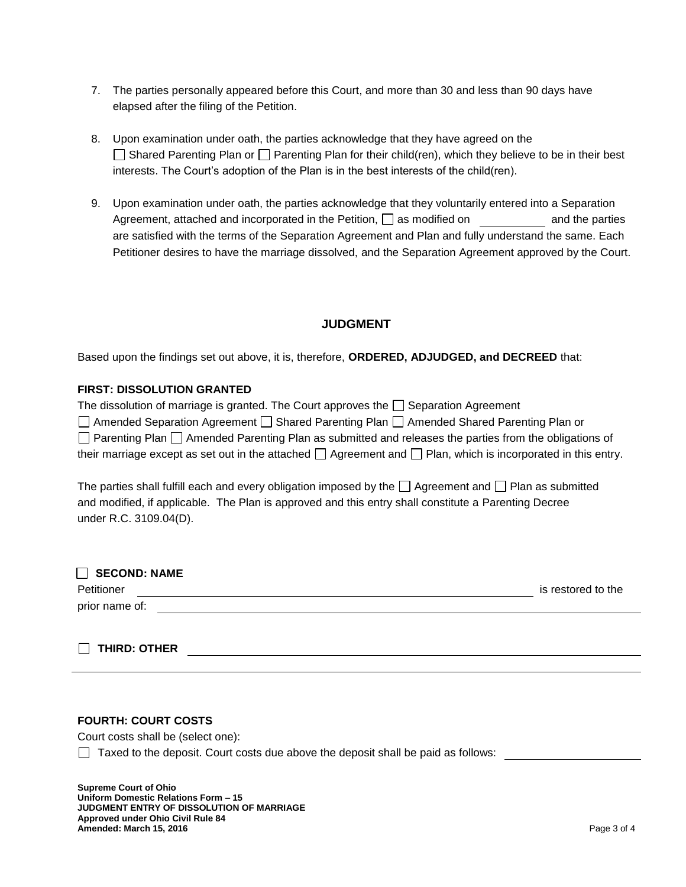7. The parties personally appeared before this Court, and more than 30 and less than 90 days have elapsed after the filing of the Petition.

8. Upon examination under oath, the parties acknowledge that they have agreed on the ☐ Shared Parenting Plan or ☐ Parenting Plan for their child(ren), which they believe to be in their best interests. The Court's adoption of the Plan is in the best interests of the child(ren).

9. Upon examination under oath, the parties acknowledge that they voluntarily entered into a Separation Agreement, attached and incorporated in the Petition, ☐ as modified on \_\_\_\_\_\_\_\_\_\_\_ and the parties are satisfied with the terms of the Separation Agreement and Plan and fully understand the same. Each Petitioner desires to have the marriage dissolved, and the Separation Agreement approved by the Court.

## JUDGMENT

Based upon the findings set out above, it is, therefore, **ORDERED, ADJUDGED, and DECREED** that:

**FIRST: DISSOLUTION GRANTED**

The dissolution of marriage is granted. The Court approves the ☐ Separation Agreement ☐ Amended Separation Agreement ☐ Shared Parenting Plan ☐ Amended Shared Parenting Plan or ☐ Parenting Plan ☐ Amended Parenting Plan as submitted and releases the parties from the obligations of their marriage except as set out in the attached ☐ Agreement and ☐ Plan, which is incorporated in this entry.

The parties shall fulfill each and every obligation imposed by the ☐ Agreement and ☐ Plan as submitted and modified, if applicable. The Plan is approved and this entry shall constitute a Parenting Decree under R.C. 3109.04(D).

☐ **SECOND: NAME**

Petitioner \_\_\_\_\_\_\_\_\_\_\_\_\_\_\_\_\_\_\_\_\_\_\_\_\_\_\_\_\_\_\_\_\_\_\_\_\_\_\_\_ is restored to the prior name of: \_\_\_\_\_\_\_\_\_\_\_\_\_\_\_\_\_\_\_\_\_\_\_\_\_\_\_\_\_\_\_\_\_\_\_\_\_\_\_\_

☐ **THIRD: OTHER** \_\_\_\_\_\_\_\_\_\_\_\_\_\_\_\_\_\_\_\_\_\_\_\_\_\_\_\_\_\_\_\_\_\_\_\_\_\_\_\_

\_\_\_\_\_\_\_\_\_\_\_\_\_\_\_\_\_\_\_\_\_\_\_\_\_\_\_\_\_\_\_\_\_\_\_\_\_\_\_\_\_\_\_\_\_\_\_\_\_\_\_\_\_\_\_\_\_\_

**FOURTH: COURT COSTS**

Court costs shall be (select one):

☐ Taxed to the deposit. Court costs due above the deposit shall be paid as follows: \_\_\_\_\_\_\_\_\_\_\_\_\_\_\_\_\_\_\_\_

**Supreme Court of Ohio**
**Uniform Domestic Relations Form – 15**
**JUDGMENT ENTRY OF DISSOLUTION OF MARRIAGE**
**Approved under Ohio Civil Rule 84**
**Amended: March 15, 2016**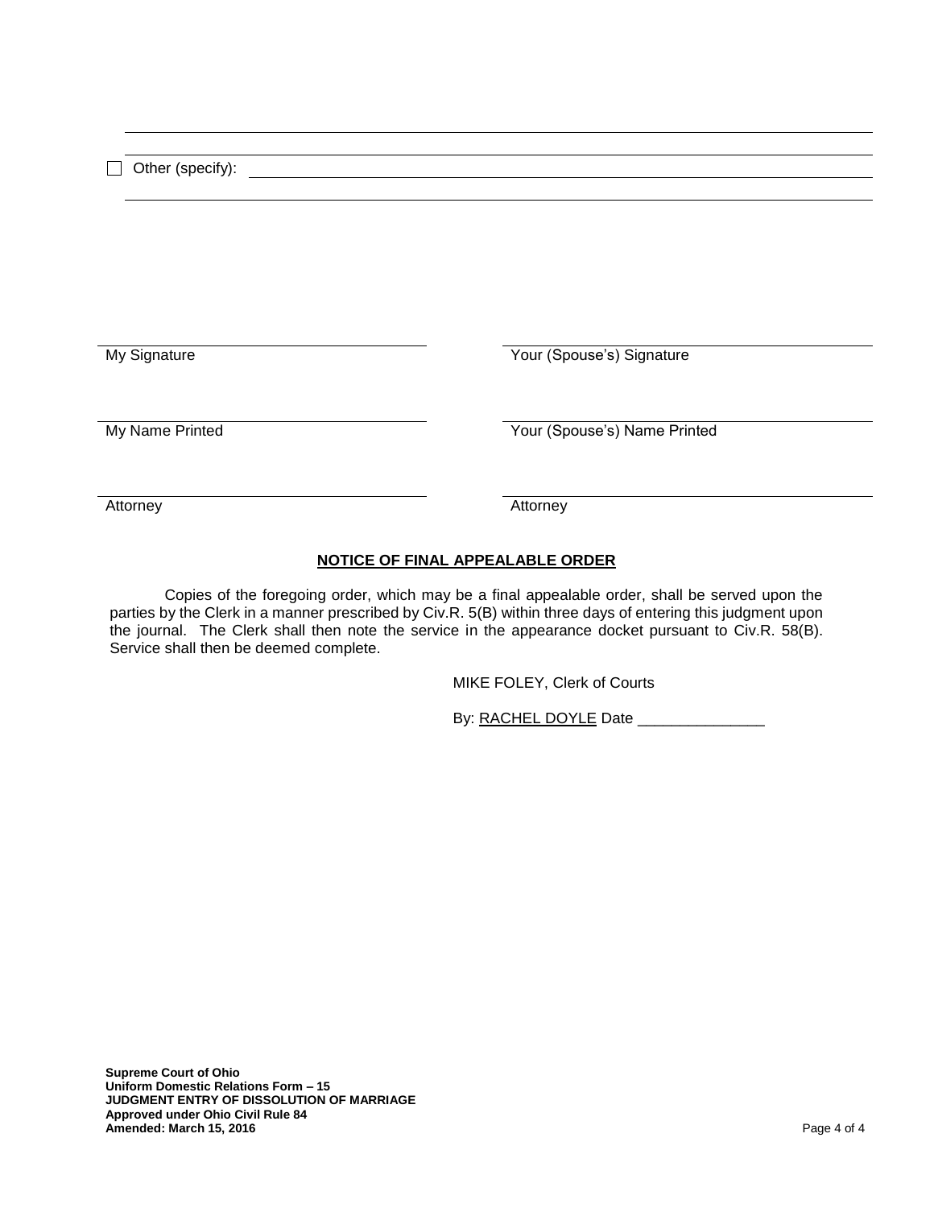☐ Other (specify): ______________________________

______________________________

| | |
|---|---|
| My Signature | Your (Spouse's) Signature |
| My Name Printed | Your (Spouse's) Name Printed |
| Attorney | Attorney |

**NOTICE OF FINAL APPEALABLE ORDER**

Copies of the foregoing order, which may be a final appealable order, shall be served upon the parties by the Clerk in a manner prescribed by Civ.R. 5(B) within three days of entering this judgment upon the journal. The Clerk shall then note the service in the appearance docket pursuant to Civ.R. 58(B). Service shall then be deemed complete.

MIKE FOLEY, Clerk of Courts

By: RACHEL DOYLE Date _______________

**Supreme Court of Ohio**
**Uniform Domestic Relations Form – 15**
**JUDGMENT ENTRY OF DISSOLUTION OF MARRIAGE**
**Approved under Ohio Civil Rule 84**
**Amended: March 15, 2016**